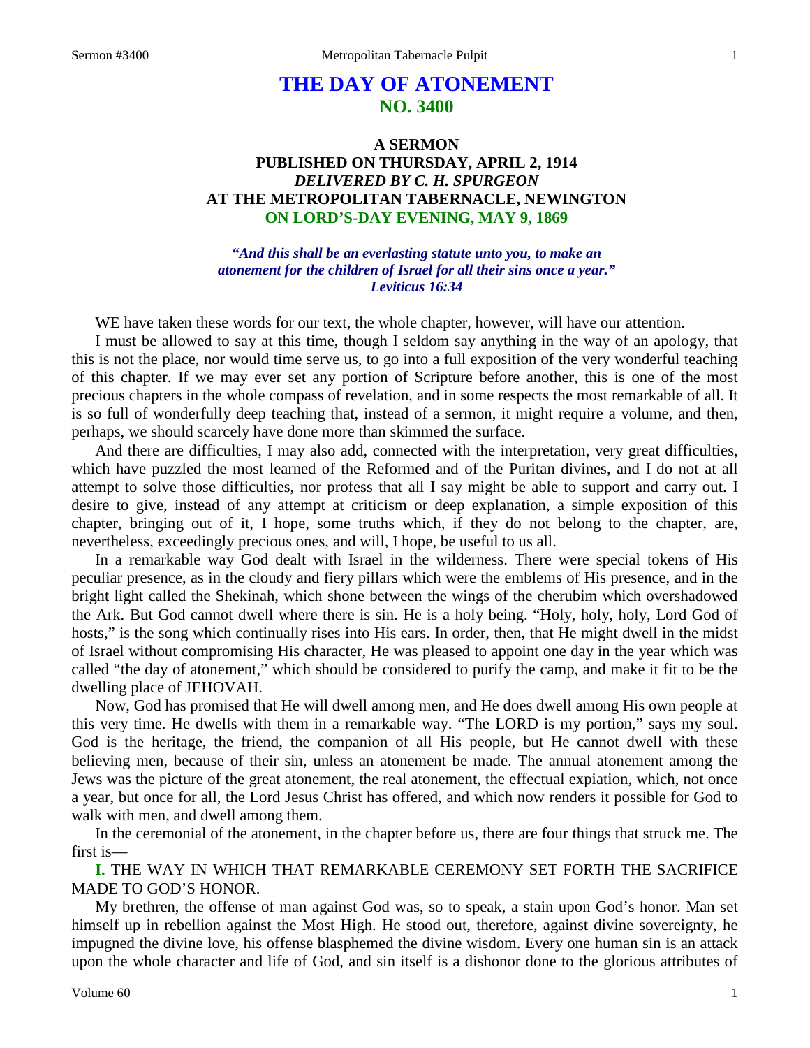# THE DAY OF ATONEMENT
## NO. 3400

### A SERMON
### PUBLISHED ON THURSDAY, APRIL 2, 1914
### *DELIVERED BY C. H. SPURGEON*
### AT THE METROPOLITAN TABERNACLE, NEWINGTON
### ON LORD'S-DAY EVENING, MAY 9, 1869

***"And this shall be an everlasting statute unto you, to make an atonement for the children of Israel for all their sins once a year." Leviticus 16:34***

WE have taken these words for our text, the whole chapter, however, will have our attention.

I must be allowed to say at this time, though I seldom say anything in the way of an apology, that this is not the place, nor would time serve us, to go into a full exposition of the very wonderful teaching of this chapter. If we may ever set any portion of Scripture before another, this is one of the most precious chapters in the whole compass of revelation, and in some respects the most remarkable of all. It is so full of wonderfully deep teaching that, instead of a sermon, it might require a volume, and then, perhaps, we should scarcely have done more than skimmed the surface.

And there are difficulties, I may also add, connected with the interpretation, very great difficulties, which have puzzled the most learned of the Reformed and of the Puritan divines, and I do not at all attempt to solve those difficulties, nor profess that all I say might be able to support and carry out. I desire to give, instead of any attempt at criticism or deep explanation, a simple exposition of this chapter, bringing out of it, I hope, some truths which, if they do not belong to the chapter, are, nevertheless, exceedingly precious ones, and will, I hope, be useful to us all.

In a remarkable way God dealt with Israel in the wilderness. There were special tokens of His peculiar presence, as in the cloudy and fiery pillars which were the emblems of His presence, and in the bright light called the Shekinah, which shone between the wings of the cherubim which overshadowed the Ark. But God cannot dwell where there is sin. He is a holy being. "Holy, holy, holy, Lord God of hosts," is the song which continually rises into His ears. In order, then, that He might dwell in the midst of Israel without compromising His character, He was pleased to appoint one day in the year which was called "the day of atonement," which should be considered to purify the camp, and make it fit to be the dwelling place of JEHOVAH.

Now, God has promised that He will dwell among men, and He does dwell among His own people at this very time. He dwells with them in a remarkable way. "The LORD is my portion," says my soul. God is the heritage, the friend, the companion of all His people, but He cannot dwell with these believing men, because of their sin, unless an atonement be made. The annual atonement among the Jews was the picture of the great atonement, the real atonement, the effectual expiation, which, not once a year, but once for all, the Lord Jesus Christ has offered, and which now renders it possible for God to walk with men, and dwell among them.

In the ceremonial of the atonement, in the chapter before us, there are four things that struck me. The first is—

**I.** THE WAY IN WHICH THAT REMARKABLE CEREMONY SET FORTH THE SACRIFICE MADE TO GOD'S HONOR.

My brethren, the offense of man against God was, so to speak, a stain upon God's honor. Man set himself up in rebellion against the Most High. He stood out, therefore, against divine sovereignty, he impugned the divine love, his offense blasphemed the divine wisdom. Every one human sin is an attack upon the whole character and life of God, and sin itself is a dishonor done to the glorious attributes of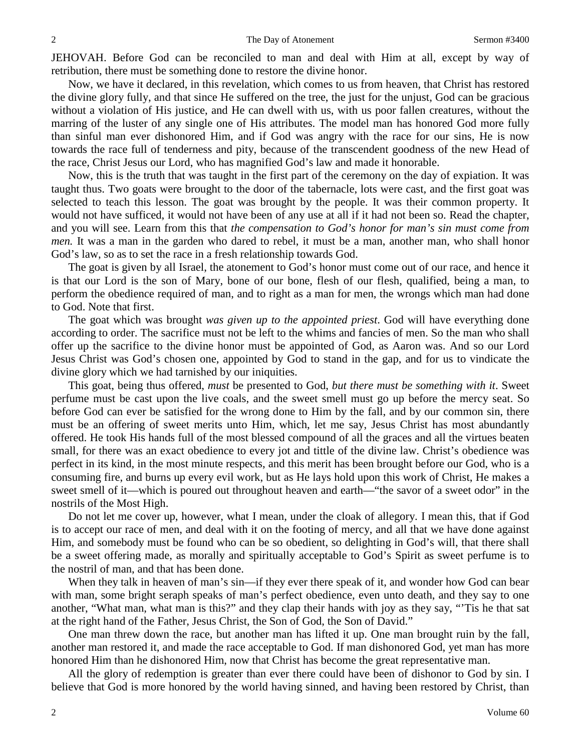JEHOVAH. Before God can be reconciled to man and deal with Him at all, except by way of retribution, there must be something done to restore the divine honor.

Now, we have it declared, in this revelation, which comes to us from heaven, that Christ has restored the divine glory fully, and that since He suffered on the tree, the just for the unjust, God can be gracious without a violation of His justice, and He can dwell with us, with us poor fallen creatures, without the marring of the luster of any single one of His attributes. The model man has honored God more fully than sinful man ever dishonored Him, and if God was angry with the race for our sins, He is now towards the race full of tenderness and pity, because of the transcendent goodness of the new Head of the race, Christ Jesus our Lord, who has magnified God's law and made it honorable.

Now, this is the truth that was taught in the first part of the ceremony on the day of expiation. It was taught thus. Two goats were brought to the door of the tabernacle, lots were cast, and the first goat was selected to teach this lesson. The goat was brought by the people. It was their common property. It would not have sufficed, it would not have been of any use at all if it had not been so. Read the chapter, and you will see. Learn from this that *the compensation to God's honor for man's sin must come from men.* It was a man in the garden who dared to rebel, it must be a man, another man, who shall honor God's law, so as to set the race in a fresh relationship towards God.

The goat is given by all Israel, the atonement to God's honor must come out of our race, and hence it is that our Lord is the son of Mary, bone of our bone, flesh of our flesh, qualified, being a man, to perform the obedience required of man, and to right as a man for men, the wrongs which man had done to God. Note that first.

The goat which was brought *was given up to the appointed priest*. God will have everything done according to order. The sacrifice must not be left to the whims and fancies of men. So the man who shall offer up the sacrifice to the divine honor must be appointed of God, as Aaron was. And so our Lord Jesus Christ was God's chosen one, appointed by God to stand in the gap, and for us to vindicate the divine glory which we had tarnished by our iniquities.

This goat, being thus offered, *must* be presented to God, *but there must be something with it*. Sweet perfume must be cast upon the live coals, and the sweet smell must go up before the mercy seat. So before God can ever be satisfied for the wrong done to Him by the fall, and by our common sin, there must be an offering of sweet merits unto Him, which, let me say, Jesus Christ has most abundantly offered. He took His hands full of the most blessed compound of all the graces and all the virtues beaten small, for there was an exact obedience to every jot and tittle of the divine law. Christ's obedience was perfect in its kind, in the most minute respects, and this merit has been brought before our God, who is a consuming fire, and burns up every evil work, but as He lays hold upon this work of Christ, He makes a sweet smell of it—which is poured out throughout heaven and earth—"the savor of a sweet odor" in the nostrils of the Most High.

Do not let me cover up, however, what I mean, under the cloak of allegory. I mean this, that if God is to accept our race of men, and deal with it on the footing of mercy, and all that we have done against Him, and somebody must be found who can be so obedient, so delighting in God's will, that there shall be a sweet offering made, as morally and spiritually acceptable to God's Spirit as sweet perfume is to the nostril of man, and that has been done.

When they talk in heaven of man's sin—if they ever there speak of it, and wonder how God can bear with man, some bright seraph speaks of man's perfect obedience, even unto death, and they say to one another, "What man, what man is this?" and they clap their hands with joy as they say, "'Tis he that sat at the right hand of the Father, Jesus Christ, the Son of God, the Son of David."

One man threw down the race, but another man has lifted it up. One man brought ruin by the fall, another man restored it, and made the race acceptable to God. If man dishonored God, yet man has more honored Him than he dishonored Him, now that Christ has become the great representative man.

All the glory of redemption is greater than ever there could have been of dishonor to God by sin. I believe that God is more honored by the world having sinned, and having been restored by Christ, than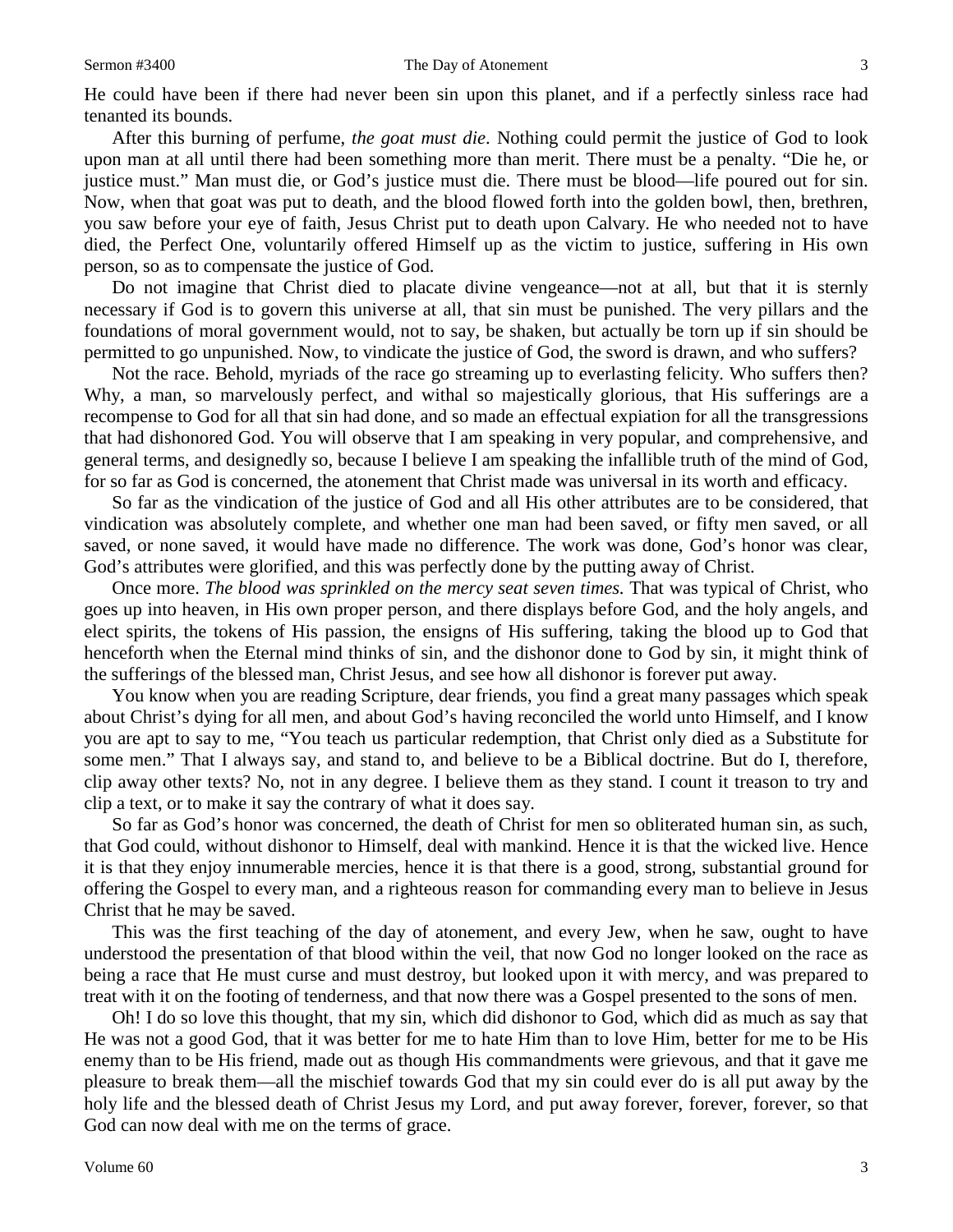He could have been if there had never been sin upon this planet, and if a perfectly sinless race had tenanted its bounds.

After this burning of perfume, *the goat must die*. Nothing could permit the justice of God to look upon man at all until there had been something more than merit. There must be a penalty. "Die he, or justice must." Man must die, or God's justice must die. There must be blood—life poured out for sin. Now, when that goat was put to death, and the blood flowed forth into the golden bowl, then, brethren, you saw before your eye of faith, Jesus Christ put to death upon Calvary. He who needed not to have died, the Perfect One, voluntarily offered Himself up as the victim to justice, suffering in His own person, so as to compensate the justice of God.

Do not imagine that Christ died to placate divine vengeance—not at all, but that it is sternly necessary if God is to govern this universe at all, that sin must be punished. The very pillars and the foundations of moral government would, not to say, be shaken, but actually be torn up if sin should be permitted to go unpunished. Now, to vindicate the justice of God, the sword is drawn, and who suffers?

Not the race. Behold, myriads of the race go streaming up to everlasting felicity. Who suffers then? Why, a man, so marvelously perfect, and withal so majestically glorious, that His sufferings are a recompense to God for all that sin had done, and so made an effectual expiation for all the transgressions that had dishonored God. You will observe that I am speaking in very popular, and comprehensive, and general terms, and designedly so, because I believe I am speaking the infallible truth of the mind of God, for so far as God is concerned, the atonement that Christ made was universal in its worth and efficacy.

So far as the vindication of the justice of God and all His other attributes are to be considered, that vindication was absolutely complete, and whether one man had been saved, or fifty men saved, or all saved, or none saved, it would have made no difference. The work was done, God's honor was clear, God's attributes were glorified, and this was perfectly done by the putting away of Christ.

Once more. *The blood was sprinkled on the mercy seat seven times.* That was typical of Christ, who goes up into heaven, in His own proper person, and there displays before God, and the holy angels, and elect spirits, the tokens of His passion, the ensigns of His suffering, taking the blood up to God that henceforth when the Eternal mind thinks of sin, and the dishonor done to God by sin, it might think of the sufferings of the blessed man, Christ Jesus, and see how all dishonor is forever put away.

You know when you are reading Scripture, dear friends, you find a great many passages which speak about Christ's dying for all men, and about God's having reconciled the world unto Himself, and I know you are apt to say to me, "You teach us particular redemption, that Christ only died as a Substitute for some men." That I always say, and stand to, and believe to be a Biblical doctrine. But do I, therefore, clip away other texts? No, not in any degree. I believe them as they stand. I count it treason to try and clip a text, or to make it say the contrary of what it does say.

So far as God's honor was concerned, the death of Christ for men so obliterated human sin, as such, that God could, without dishonor to Himself, deal with mankind. Hence it is that the wicked live. Hence it is that they enjoy innumerable mercies, hence it is that there is a good, strong, substantial ground for offering the Gospel to every man, and a righteous reason for commanding every man to believe in Jesus Christ that he may be saved.

This was the first teaching of the day of atonement, and every Jew, when he saw, ought to have understood the presentation of that blood within the veil, that now God no longer looked on the race as being a race that He must curse and must destroy, but looked upon it with mercy, and was prepared to treat with it on the footing of tenderness, and that now there was a Gospel presented to the sons of men.

Oh! I do so love this thought, that my sin, which did dishonor to God, which did as much as say that He was not a good God, that it was better for me to hate Him than to love Him, better for me to be His enemy than to be His friend, made out as though His commandments were grievous, and that it gave me pleasure to break them—all the mischief towards God that my sin could ever do is all put away by the holy life and the blessed death of Christ Jesus my Lord, and put away forever, forever, forever, so that God can now deal with me on the terms of grace.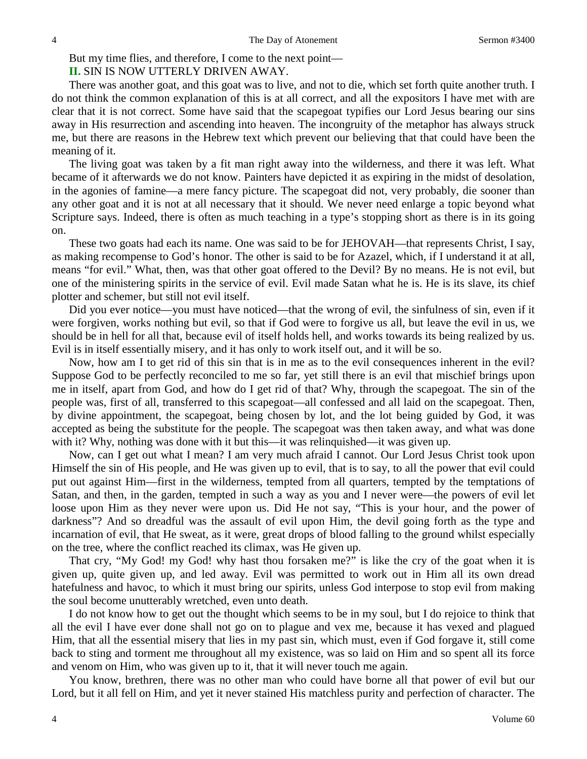But my time flies, and therefore, I come to the next point—

**II.** SIN IS NOW UTTERLY DRIVEN AWAY.

There was another goat, and this goat was to live, and not to die, which set forth quite another truth. I do not think the common explanation of this is at all correct, and all the expositors I have met with are clear that it is not correct. Some have said that the scapegoat typifies our Lord Jesus bearing our sins away in His resurrection and ascending into heaven. The incongruity of the metaphor has always struck me, but there are reasons in the Hebrew text which prevent our believing that that could have been the meaning of it.

The living goat was taken by a fit man right away into the wilderness, and there it was left. What became of it afterwards we do not know. Painters have depicted it as expiring in the midst of desolation, in the agonies of famine—a mere fancy picture. The scapegoat did not, very probably, die sooner than any other goat and it is not at all necessary that it should. We never need enlarge a topic beyond what Scripture says. Indeed, there is often as much teaching in a type's stopping short as there is in its going on.

These two goats had each its name. One was said to be for JEHOVAH—that represents Christ, I say, as making recompense to God's honor. The other is said to be for Azazel, which, if I understand it at all, means "for evil." What, then, was that other goat offered to the Devil? By no means. He is not evil, but one of the ministering spirits in the service of evil. Evil made Satan what he is. He is its slave, its chief plotter and schemer, but still not evil itself.

Did you ever notice—you must have noticed—that the wrong of evil, the sinfulness of sin, even if it were forgiven, works nothing but evil, so that if God were to forgive us all, but leave the evil in us, we should be in hell for all that, because evil of itself holds hell, and works towards its being realized by us. Evil is in itself essentially misery, and it has only to work itself out, and it will be so.

Now, how am I to get rid of this sin that is in me as to the evil consequences inherent in the evil? Suppose God to be perfectly reconciled to me so far, yet still there is an evil that mischief brings upon me in itself, apart from God, and how do I get rid of that? Why, through the scapegoat. The sin of the people was, first of all, transferred to this scapegoat—all confessed and all laid on the scapegoat. Then, by divine appointment, the scapegoat, being chosen by lot, and the lot being guided by God, it was accepted as being the substitute for the people. The scapegoat was then taken away, and what was done with it? Why, nothing was done with it but this—it was relinquished—it was given up.

Now, can I get out what I mean? I am very much afraid I cannot. Our Lord Jesus Christ took upon Himself the sin of His people, and He was given up to evil, that is to say, to all the power that evil could put out against Him—first in the wilderness, tempted from all quarters, tempted by the temptations of Satan, and then, in the garden, tempted in such a way as you and I never were—the powers of evil let loose upon Him as they never were upon us. Did He not say, "This is your hour, and the power of darkness"? And so dreadful was the assault of evil upon Him, the devil going forth as the type and incarnation of evil, that He sweat, as it were, great drops of blood falling to the ground whilst especially on the tree, where the conflict reached its climax, was He given up.

That cry, "My God! my God! why hast thou forsaken me?" is like the cry of the goat when it is given up, quite given up, and led away. Evil was permitted to work out in Him all its own dread hatefulness and havoc, to which it must bring our spirits, unless God interpose to stop evil from making the soul become unutterably wretched, even unto death.

I do not know how to get out the thought which seems to be in my soul, but I do rejoice to think that all the evil I have ever done shall not go on to plague and vex me, because it has vexed and plagued Him, that all the essential misery that lies in my past sin, which must, even if God forgave it, still come back to sting and torment me throughout all my existence, was so laid on Him and so spent all its force and venom on Him, who was given up to it, that it will never touch me again.

You know, brethren, there was no other man who could have borne all that power of evil but our Lord, but it all fell on Him, and yet it never stained His matchless purity and perfection of character. The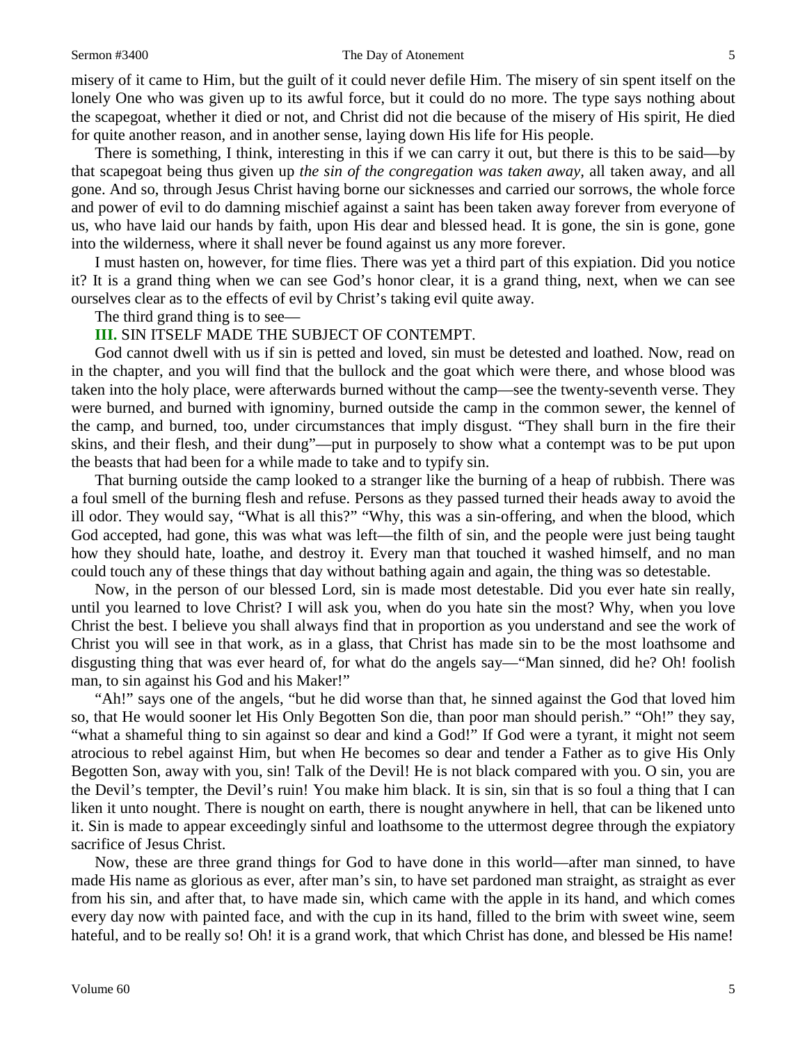misery of it came to Him, but the guilt of it could never defile Him. The misery of sin spent itself on the lonely One who was given up to its awful force, but it could do no more. The type says nothing about the scapegoat, whether it died or not, and Christ did not die because of the misery of His spirit, He died for quite another reason, and in another sense, laying down His life for His people.

There is something, I think, interesting in this if we can carry it out, but there is this to be said—by that scapegoat being thus given up *the sin of the congregation was taken away*, all taken away, and all gone. And so, through Jesus Christ having borne our sicknesses and carried our sorrows, the whole force and power of evil to do damning mischief against a saint has been taken away forever from everyone of us, who have laid our hands by faith, upon His dear and blessed head. It is gone, the sin is gone, gone into the wilderness, where it shall never be found against us any more forever.

I must hasten on, however, for time flies. There was yet a third part of this expiation. Did you notice it? It is a grand thing when we can see God's honor clear, it is a grand thing, next, when we can see ourselves clear as to the effects of evil by Christ's taking evil quite away.

The third grand thing is to see—

**III.** SIN ITSELF MADE THE SUBJECT OF CONTEMPT.

God cannot dwell with us if sin is petted and loved, sin must be detested and loathed. Now, read on in the chapter, and you will find that the bullock and the goat which were there, and whose blood was taken into the holy place, were afterwards burned without the camp—see the twenty-seventh verse. They were burned, and burned with ignominy, burned outside the camp in the common sewer, the kennel of the camp, and burned, too, under circumstances that imply disgust. "They shall burn in the fire their skins, and their flesh, and their dung"—put in purposely to show what a contempt was to be put upon the beasts that had been for a while made to take and to typify sin.

That burning outside the camp looked to a stranger like the burning of a heap of rubbish. There was a foul smell of the burning flesh and refuse. Persons as they passed turned their heads away to avoid the ill odor. They would say, "What is all this?" "Why, this was a sin-offering, and when the blood, which God accepted, had gone, this was what was left—the filth of sin, and the people were just being taught how they should hate, loathe, and destroy it. Every man that touched it washed himself, and no man could touch any of these things that day without bathing again and again, the thing was so detestable.

Now, in the person of our blessed Lord, sin is made most detestable. Did you ever hate sin really, until you learned to love Christ? I will ask you, when do you hate sin the most? Why, when you love Christ the best. I believe you shall always find that in proportion as you understand and see the work of Christ you will see in that work, as in a glass, that Christ has made sin to be the most loathsome and disgusting thing that was ever heard of, for what do the angels say—"Man sinned, did he? Oh! foolish man, to sin against his God and his Maker!"

"Ah!" says one of the angels, "but he did worse than that, he sinned against the God that loved him so, that He would sooner let His Only Begotten Son die, than poor man should perish." "Oh!" they say, "what a shameful thing to sin against so dear and kind a God!" If God were a tyrant, it might not seem atrocious to rebel against Him, but when He becomes so dear and tender a Father as to give His Only Begotten Son, away with you, sin! Talk of the Devil! He is not black compared with you. O sin, you are the Devil's tempter, the Devil's ruin! You make him black. It is sin, sin that is so foul a thing that I can liken it unto nought. There is nought on earth, there is nought anywhere in hell, that can be likened unto it. Sin is made to appear exceedingly sinful and loathsome to the uttermost degree through the expiatory sacrifice of Jesus Christ.

Now, these are three grand things for God to have done in this world—after man sinned, to have made His name as glorious as ever, after man's sin, to have set pardoned man straight, as straight as ever from his sin, and after that, to have made sin, which came with the apple in its hand, and which comes every day now with painted face, and with the cup in its hand, filled to the brim with sweet wine, seem hateful, and to be really so! Oh! it is a grand work, that which Christ has done, and blessed be His name!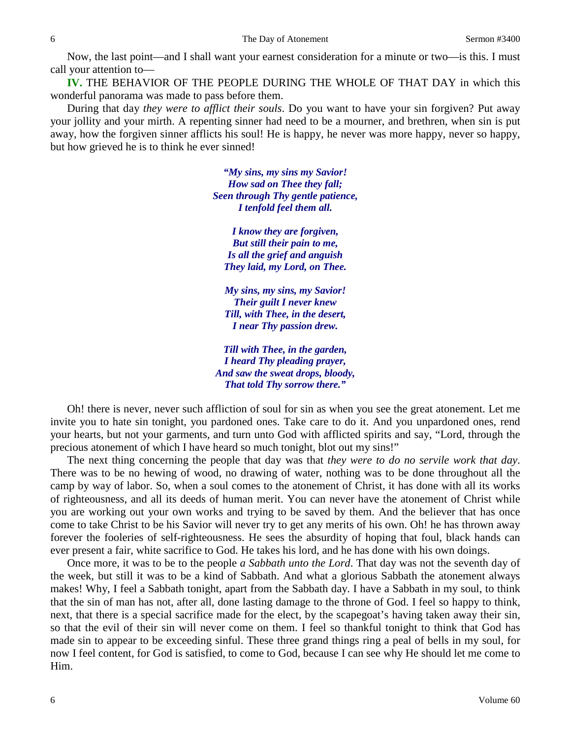Now, the last point—and I shall want your earnest consideration for a minute or two—is this. I must call your attention to—

**IV.** THE BEHAVIOR OF THE PEOPLE DURING THE WHOLE OF THAT DAY in which this wonderful panorama was made to pass before them.

During that day *they were to afflict their souls*. Do you want to have your sin forgiven? Put away your jollity and your mirth. A repenting sinner had need to be a mourner, and brethren, when sin is put away, how the forgiven sinner afflicts his soul! He is happy, he never was more happy, never so happy, but how grieved he is to think he ever sinned!

> ***"My sins, my sins my Savior!***
> ***How sad on Thee they fall;***
> ***Seen through Thy gentle patience,***
> ***I tenfold feel them all.***
>
> ***I know they are forgiven,***
> ***But still their pain to me,***
> ***Is all the grief and anguish***
> ***They laid, my Lord, on Thee.***
>
> ***My sins, my sins, my Savior!***
> ***Their guilt I never knew***
> ***Till, with Thee, in the desert,***
> ***I near Thy passion drew.***
>
> ***Till with Thee, in the garden,***
> ***I heard Thy pleading prayer,***
> ***And saw the sweat drops, bloody,***
> ***That told Thy sorrow there."***

Oh! there is never, never such affliction of soul for sin as when you see the great atonement. Let me invite you to hate sin tonight, you pardoned ones. Take care to do it. And you unpardoned ones, rend your hearts, but not your garments, and turn unto God with afflicted spirits and say, "Lord, through the precious atonement of which I have heard so much tonight, blot out my sins!"

The next thing concerning the people that day was that *they were to do no servile work that day*. There was to be no hewing of wood, no drawing of water, nothing was to be done throughout all the camp by way of labor. So, when a soul comes to the atonement of Christ, it has done with all its works of righteousness, and all its deeds of human merit. You can never have the atonement of Christ while you are working out your own works and trying to be saved by them. And the believer that has once come to take Christ to be his Savior will never try to get any merits of his own. Oh! he has thrown away forever the fooleries of self-righteousness. He sees the absurdity of hoping that foul, black hands can ever present a fair, white sacrifice to God. He takes his lord, and he has done with his own doings.

Once more, it was to be to the people *a Sabbath unto the Lord*. That day was not the seventh day of the week, but still it was to be a kind of Sabbath. And what a glorious Sabbath the atonement always makes! Why, I feel a Sabbath tonight, apart from the Sabbath day. I have a Sabbath in my soul, to think that the sin of man has not, after all, done lasting damage to the throne of God. I feel so happy to think, next, that there is a special sacrifice made for the elect, by the scapegoat's having taken away their sin, so that the evil of their sin will never come on them. I feel so thankful tonight to think that God has made sin to appear to be exceeding sinful. These three grand things ring a peal of bells in my soul, for now I feel content, for God is satisfied, to come to God, because I can see why He should let me come to Him.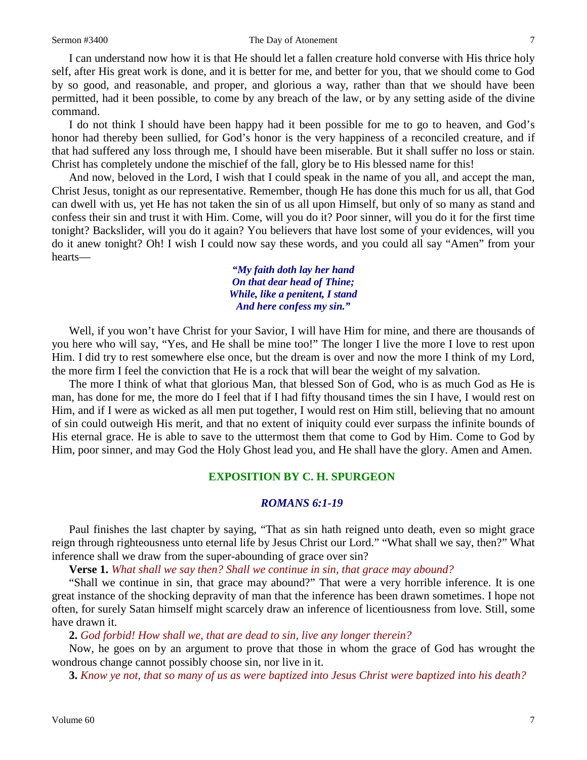I can understand now how it is that He should let a fallen creature hold converse with His thrice holy self, after His great work is done, and it is better for me, and better for you, that we should come to God by so good, and reasonable, and proper, and glorious a way, rather than that we should have been permitted, had it been possible, to come by any breach of the law, or by any setting aside of the divine command.

I do not think I should have been happy had it been possible for me to go to heaven, and God's honor had thereby been sullied, for God's honor is the very happiness of a reconciled creature, and if that had suffered any loss through me, I should have been miserable. But it shall suffer no loss or stain. Christ has completely undone the mischief of the fall, glory be to His blessed name for this!

And now, beloved in the Lord, I wish that I could speak in the name of you all, and accept the man, Christ Jesus, tonight as our representative. Remember, though He has done this much for us all, that God can dwell with us, yet He has not taken the sin of us all upon Himself, but only of so many as stand and confess their sin and trust it with Him. Come, will you do it? Poor sinner, will you do it for the first time tonight? Backslider, will you do it again? You believers that have lost some of your evidences, will you do it anew tonight? Oh! I wish I could now say these words, and you could all say "Amen" from your hearts—

> ***"My faith doth lay her hand***
> ***On that dear head of Thine;***
> ***While, like a penitent, I stand***
> ***And here confess my sin."***

Well, if you won't have Christ for your Savior, I will have Him for mine, and there are thousands of you here who will say, "Yes, and He shall be mine too!" The longer I live the more I love to rest upon Him. I did try to rest somewhere else once, but the dream is over and now the more I think of my Lord, the more firm I feel the conviction that He is a rock that will bear the weight of my salvation.

The more I think of what that glorious Man, that blessed Son of God, who is as much God as He is man, has done for me, the more do I feel that if I had fifty thousand times the sin I have, I would rest on Him, and if I were as wicked as all men put together, I would rest on Him still, believing that no amount of sin could outweigh His merit, and that no extent of iniquity could ever surpass the infinite bounds of His eternal grace. He is able to save to the uttermost them that come to God by Him. Come to God by Him, poor sinner, and may God the Holy Ghost lead you, and He shall have the glory. Amen and Amen.

## EXPOSITION BY C. H. SPURGEON

### *ROMANS 6:1-19*

Paul finishes the last chapter by saying, "That as sin hath reigned unto death, even so might grace reign through righteousness unto eternal life by Jesus Christ our Lord." "What shall we say, then?" What inference shall we draw from the super-abounding of grace over sin?

**Verse 1.** *What shall we say then? Shall we continue in sin, that grace may abound?*

"Shall we continue in sin, that grace may abound?" That were a very horrible inference. It is one great instance of the shocking depravity of man that the inference has been drawn sometimes. I hope not often, for surely Satan himself might scarcely draw an inference of licentiousness from love. Still, some have drawn it.

**2.** *God forbid! How shall we, that are dead to sin, live any longer therein?*

Now, he goes on by an argument to prove that those in whom the grace of God has wrought the wondrous change cannot possibly choose sin, nor live in it.

**3.** *Know ye not, that so many of us as were baptized into Jesus Christ were baptized into his death?*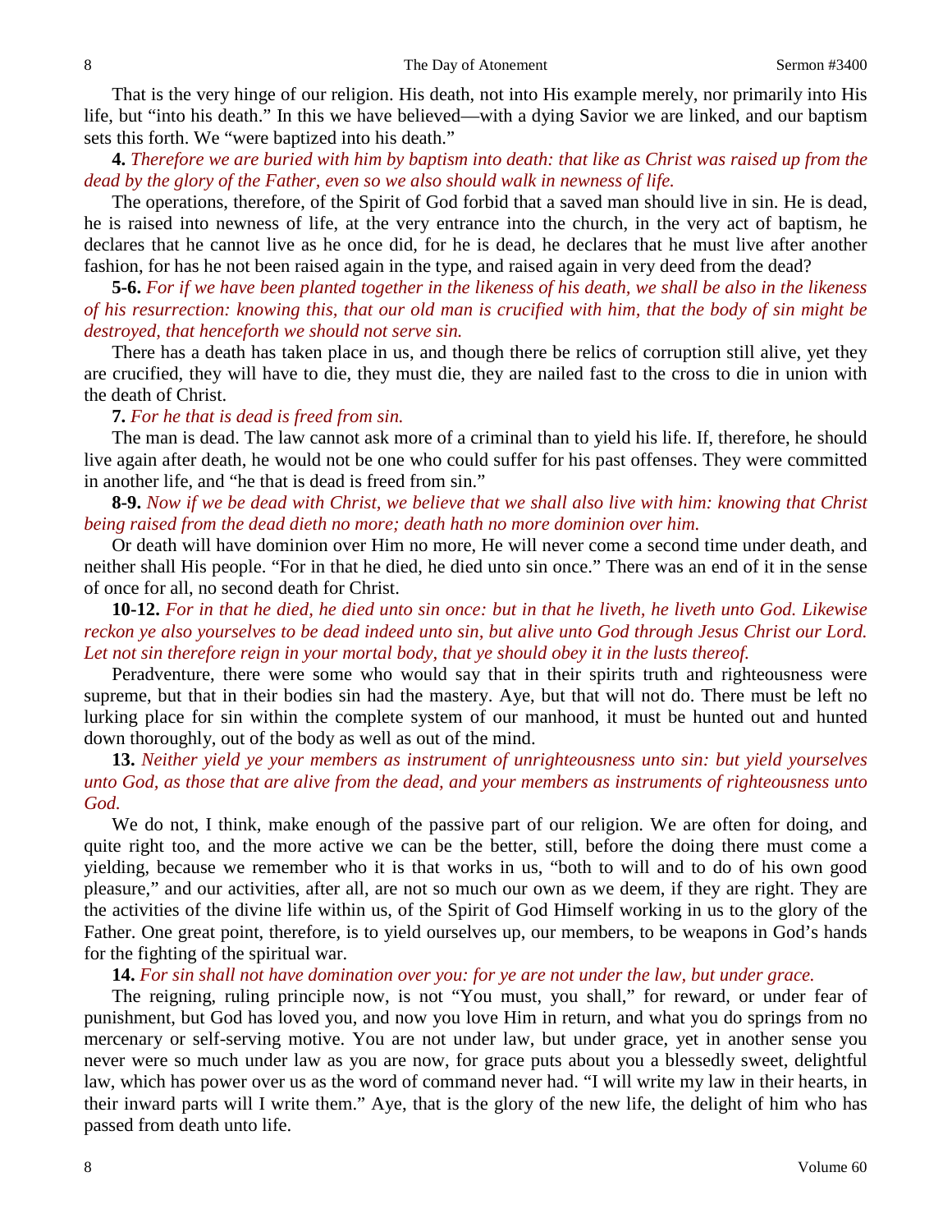That is the very hinge of our religion. His death, not into His example merely, nor primarily into His life, but "into his death." In this we have believed—with a dying Savior we are linked, and our baptism sets this forth. We "were baptized into his death."

**4.** *Therefore we are buried with him by baptism into death: that like as Christ was raised up from the dead by the glory of the Father, even so we also should walk in newness of life.*

The operations, therefore, of the Spirit of God forbid that a saved man should live in sin. He is dead, he is raised into newness of life, at the very entrance into the church, in the very act of baptism, he declares that he cannot live as he once did, for he is dead, he declares that he must live after another fashion, for has he not been raised again in the type, and raised again in very deed from the dead?

**5-6.** *For if we have been planted together in the likeness of his death, we shall be also in the likeness of his resurrection: knowing this, that our old man is crucified with him, that the body of sin might be destroyed, that henceforth we should not serve sin.*

There has a death has taken place in us, and though there be relics of corruption still alive, yet they are crucified, they will have to die, they must die, they are nailed fast to the cross to die in union with the death of Christ.

**7.** *For he that is dead is freed from sin.*

The man is dead. The law cannot ask more of a criminal than to yield his life. If, therefore, he should live again after death, he would not be one who could suffer for his past offenses. They were committed in another life, and "he that is dead is freed from sin."

**8-9.** *Now if we be dead with Christ, we believe that we shall also live with him: knowing that Christ being raised from the dead dieth no more; death hath no more dominion over him.*

Or death will have dominion over Him no more, He will never come a second time under death, and neither shall His people. "For in that he died, he died unto sin once." There was an end of it in the sense of once for all, no second death for Christ.

**10-12.** *For in that he died, he died unto sin once: but in that he liveth, he liveth unto God. Likewise reckon ye also yourselves to be dead indeed unto sin, but alive unto God through Jesus Christ our Lord. Let not sin therefore reign in your mortal body, that ye should obey it in the lusts thereof.*

Peradventure, there were some who would say that in their spirits truth and righteousness were supreme, but that in their bodies sin had the mastery. Aye, but that will not do. There must be left no lurking place for sin within the complete system of our manhood, it must be hunted out and hunted down thoroughly, out of the body as well as out of the mind.

**13.** *Neither yield ye your members as instrument of unrighteousness unto sin: but yield yourselves unto God, as those that are alive from the dead, and your members as instruments of righteousness unto God.*

We do not, I think, make enough of the passive part of our religion. We are often for doing, and quite right too, and the more active we can be the better, still, before the doing there must come a yielding, because we remember who it is that works in us, "both to will and to do of his own good pleasure," and our activities, after all, are not so much our own as we deem, if they are right. They are the activities of the divine life within us, of the Spirit of God Himself working in us to the glory of the Father. One great point, therefore, is to yield ourselves up, our members, to be weapons in God's hands for the fighting of the spiritual war.

**14.** *For sin shall not have domination over you: for ye are not under the law, but under grace.*

The reigning, ruling principle now, is not "You must, you shall," for reward, or under fear of punishment, but God has loved you, and now you love Him in return, and what you do springs from no mercenary or self-serving motive. You are not under law, but under grace, yet in another sense you never were so much under law as you are now, for grace puts about you a blessedly sweet, delightful law, which has power over us as the word of command never had. "I will write my law in their hearts, in their inward parts will I write them." Aye, that is the glory of the new life, the delight of him who has passed from death unto life.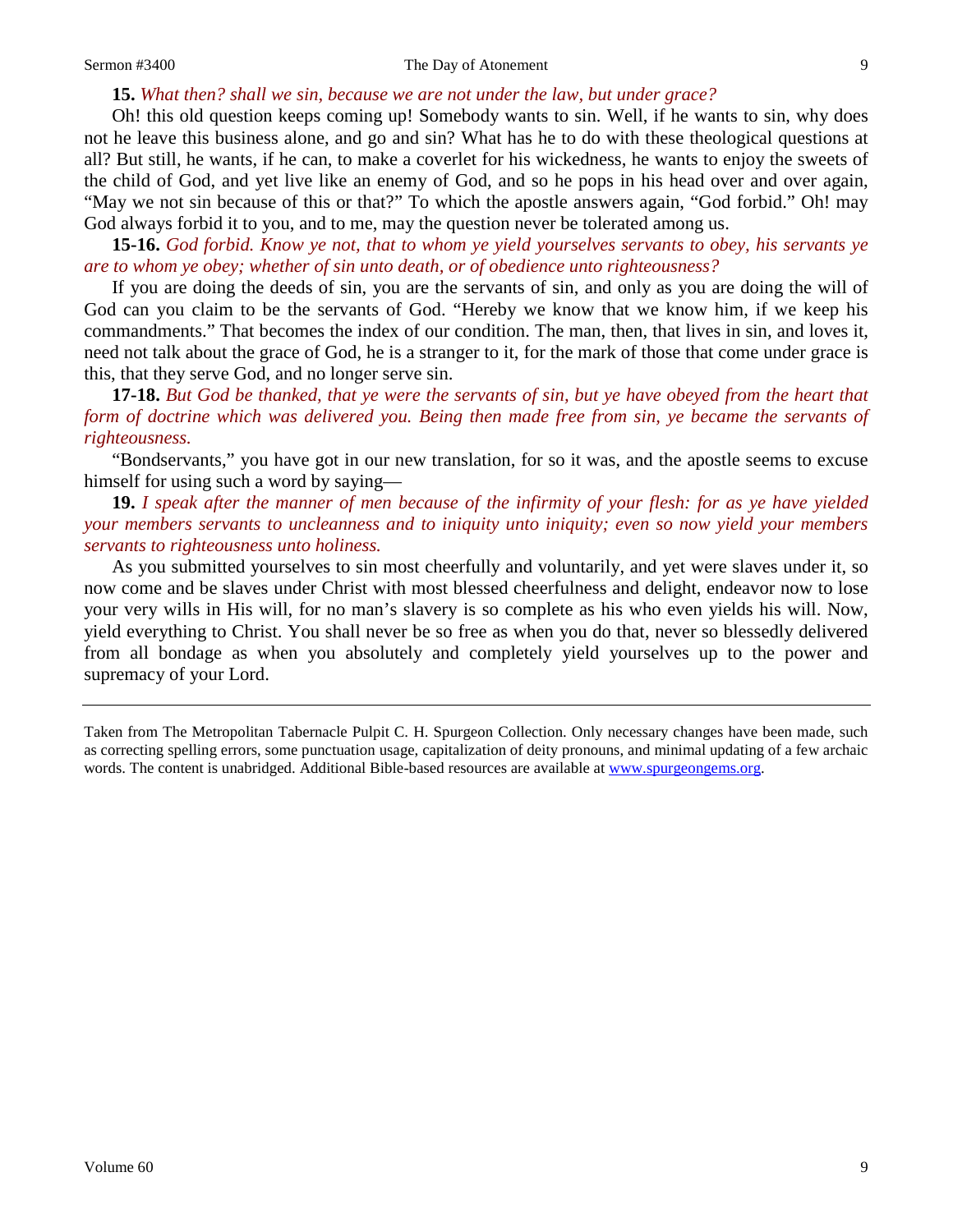**15.** *What then? shall we sin, because we are not under the law, but under grace?*

Oh! this old question keeps coming up! Somebody wants to sin. Well, if he wants to sin, why does not he leave this business alone, and go and sin? What has he to do with these theological questions at all? But still, he wants, if he can, to make a coverlet for his wickedness, he wants to enjoy the sweets of the child of God, and yet live like an enemy of God, and so he pops in his head over and over again, "May we not sin because of this or that?" To which the apostle answers again, "God forbid." Oh! may God always forbid it to you, and to me, may the question never be tolerated among us.

**15-16.** *God forbid. Know ye not, that to whom ye yield yourselves servants to obey, his servants ye are to whom ye obey; whether of sin unto death, or of obedience unto righteousness?*

If you are doing the deeds of sin, you are the servants of sin, and only as you are doing the will of God can you claim to be the servants of God. "Hereby we know that we know him, if we keep his commandments." That becomes the index of our condition. The man, then, that lives in sin, and loves it, need not talk about the grace of God, he is a stranger to it, for the mark of those that come under grace is this, that they serve God, and no longer serve sin.

**17-18.** *But God be thanked, that ye were the servants of sin, but ye have obeyed from the heart that form of doctrine which was delivered you. Being then made free from sin, ye became the servants of righteousness.*

"Bondservants," you have got in our new translation, for so it was, and the apostle seems to excuse himself for using such a word by saying—

**19.** *I speak after the manner of men because of the infirmity of your flesh: for as ye have yielded your members servants to uncleanness and to iniquity unto iniquity; even so now yield your members servants to righteousness unto holiness.*

As you submitted yourselves to sin most cheerfully and voluntarily, and yet were slaves under it, so now come and be slaves under Christ with most blessed cheerfulness and delight, endeavor now to lose your very wills in His will, for no man's slavery is so complete as his who even yields his will. Now, yield everything to Christ. You shall never be so free as when you do that, never so blessedly delivered from all bondage as when you absolutely and completely yield yourselves up to the power and supremacy of your Lord.

---

Taken from The Metropolitan Tabernacle Pulpit C. H. Spurgeon Collection. Only necessary changes have been made, such as correcting spelling errors, some punctuation usage, capitalization of deity pronouns, and minimal updating of a few archaic words. The content is unabridged. Additional Bible-based resources are available at [www.spurgeongems.org](www.spurgeongems.org).